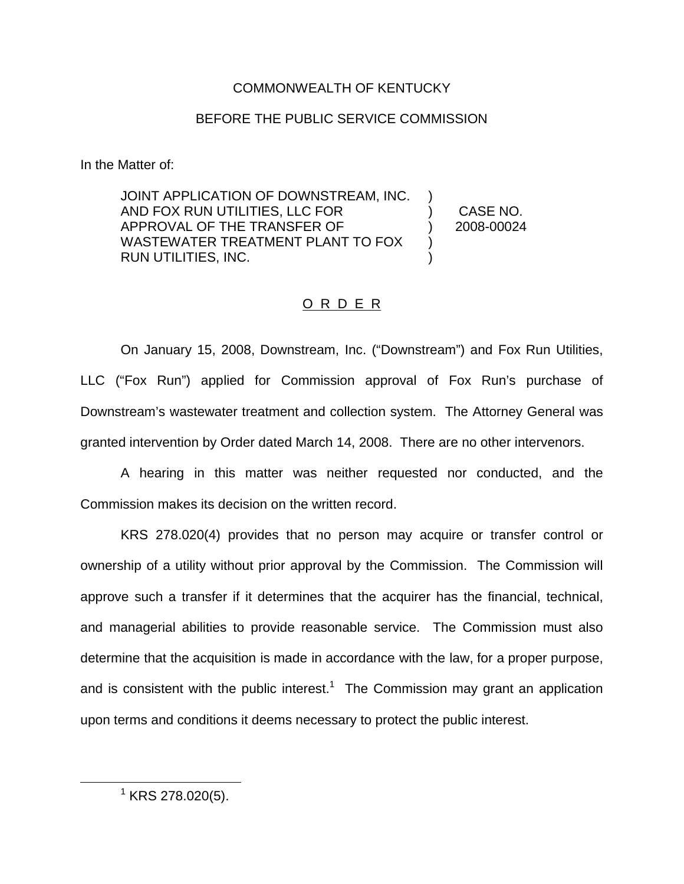COMMONWEALTH OF KENTUCKY

BEFORE THE PUBLIC SERVICE COMMISSION

In the Matter of:

| | | |
|---|---|---|
| JOINT APPLICATION OF DOWNSTREAM, INC. AND FOX RUN UTILITIES, LLC FOR APPROVAL OF THE TRANSFER OF WASTEWATER TREATMENT PLANT TO FOX RUN UTILITIES, INC. | ) | CASE NO. 2008-00024 |

## O R D E R

On January 15, 2008, Downstream, Inc. ("Downstream") and Fox Run Utilities, LLC ("Fox Run") applied for Commission approval of Fox Run's purchase of Downstream's wastewater treatment and collection system. The Attorney General was granted intervention by Order dated March 14, 2008. There are no other intervenors.

A hearing in this matter was neither requested nor conducted, and the Commission makes its decision on the written record.

KRS 278.020(4) provides that no person may acquire or transfer control or ownership of a utility without prior approval by the Commission. The Commission will approve such a transfer if it determines that the acquirer has the financial, technical, and managerial abilities to provide reasonable service. The Commission must also determine that the acquisition is made in accordance with the law, for a proper purpose, and is consistent with the public interest.[1] The Commission may grant an application upon terms and conditions it deems necessary to protect the public interest.

[1] KRS 278.020(5).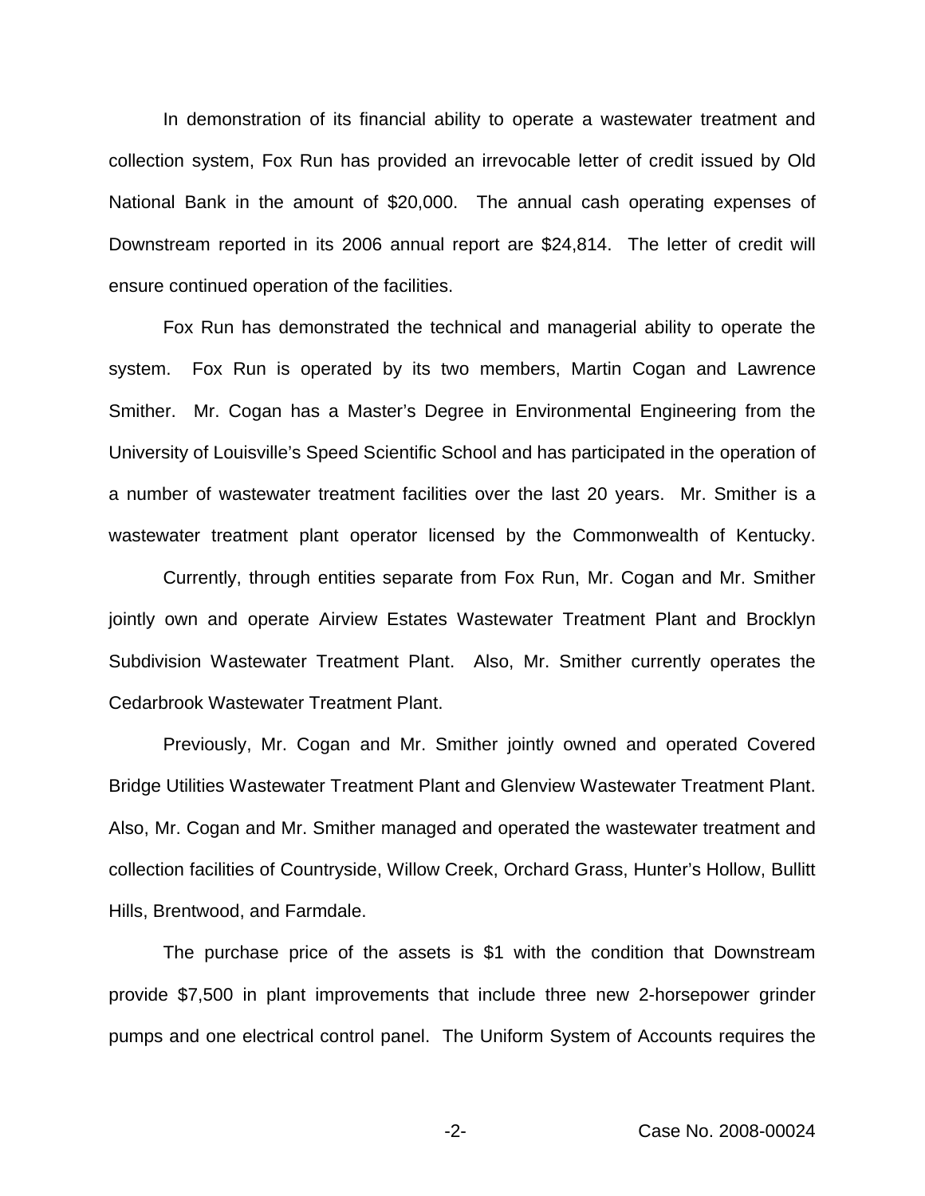In demonstration of its financial ability to operate a wastewater treatment and collection system, Fox Run has provided an irrevocable letter of credit issued by Old National Bank in the amount of $20,000. The annual cash operating expenses of Downstream reported in its 2006 annual report are $24,814. The letter of credit will ensure continued operation of the facilities.

Fox Run has demonstrated the technical and managerial ability to operate the system. Fox Run is operated by its two members, Martin Cogan and Lawrence Smither. Mr. Cogan has a Master's Degree in Environmental Engineering from the University of Louisville's Speed Scientific School and has participated in the operation of a number of wastewater treatment facilities over the last 20 years. Mr. Smither is a wastewater treatment plant operator licensed by the Commonwealth of Kentucky.

Currently, through entities separate from Fox Run, Mr. Cogan and Mr. Smither jointly own and operate Airview Estates Wastewater Treatment Plant and Brocklyn Subdivision Wastewater Treatment Plant. Also, Mr. Smither currently operates the Cedarbrook Wastewater Treatment Plant.

Previously, Mr. Cogan and Mr. Smither jointly owned and operated Covered Bridge Utilities Wastewater Treatment Plant and Glenview Wastewater Treatment Plant. Also, Mr. Cogan and Mr. Smither managed and operated the wastewater treatment and collection facilities of Countryside, Willow Creek, Orchard Grass, Hunter's Hollow, Bullitt Hills, Brentwood, and Farmdale.

The purchase price of the assets is $1 with the condition that Downstream provide $7,500 in plant improvements that include three new 2-horsepower grinder pumps and one electrical control panel. The Uniform System of Accounts requires the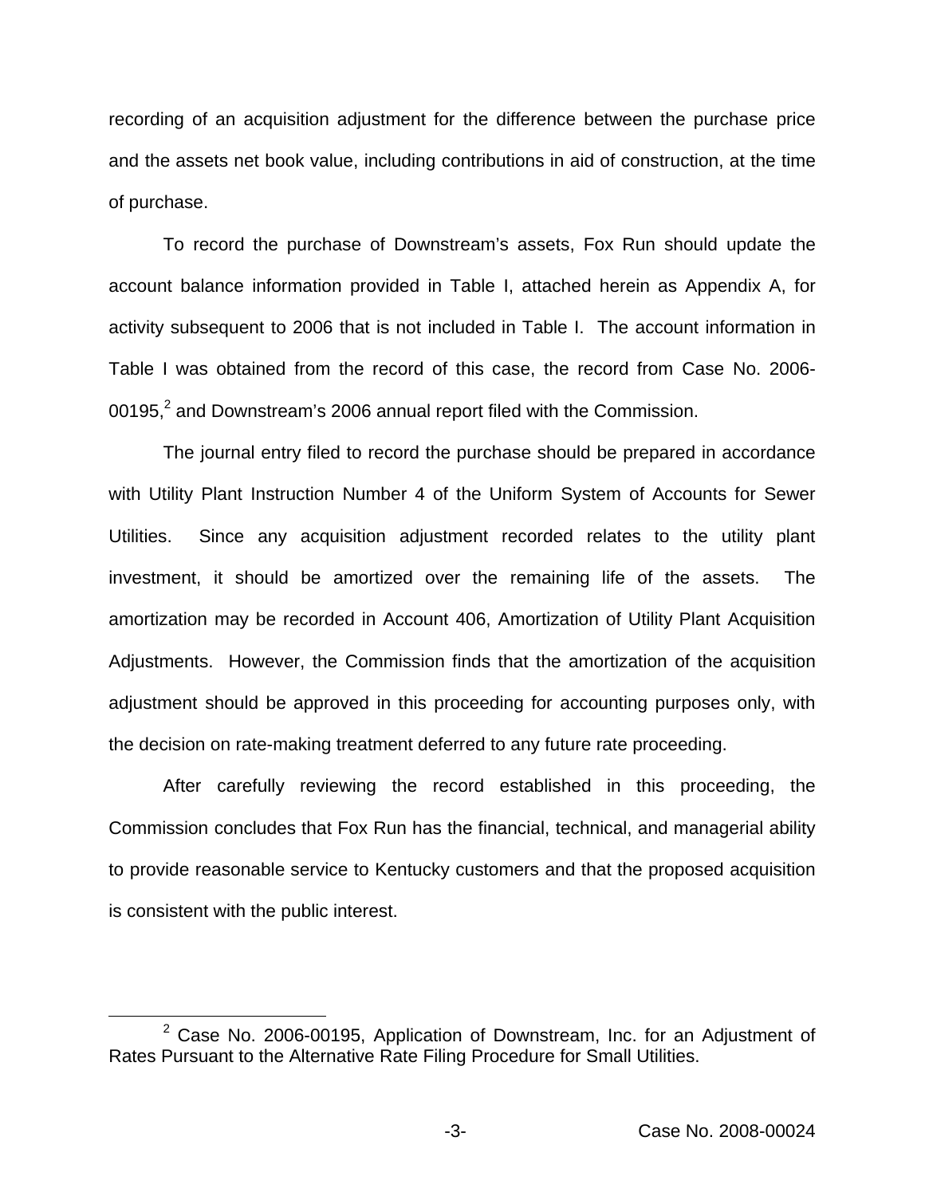recording of an acquisition adjustment for the difference between the purchase price and the assets net book value, including contributions in aid of construction, at the time of purchase.

To record the purchase of Downstream's assets, Fox Run should update the account balance information provided in Table I, attached herein as Appendix A, for activity subsequent to 2006 that is not included in Table I. The account information in Table I was obtained from the record of this case, the record from Case No. 2006-00195,[2] and Downstream's 2006 annual report filed with the Commission.

The journal entry filed to record the purchase should be prepared in accordance with Utility Plant Instruction Number 4 of the Uniform System of Accounts for Sewer Utilities. Since any acquisition adjustment recorded relates to the utility plant investment, it should be amortized over the remaining life of the assets. The amortization may be recorded in Account 406, Amortization of Utility Plant Acquisition Adjustments. However, the Commission finds that the amortization of the acquisition adjustment should be approved in this proceeding for accounting purposes only, with the decision on rate-making treatment deferred to any future rate proceeding.

After carefully reviewing the record established in this proceeding, the Commission concludes that Fox Run has the financial, technical, and managerial ability to provide reasonable service to Kentucky customers and that the proposed acquisition is consistent with the public interest.

[2] Case No. 2006-00195, Application of Downstream, Inc. for an Adjustment of Rates Pursuant to the Alternative Rate Filing Procedure for Small Utilities.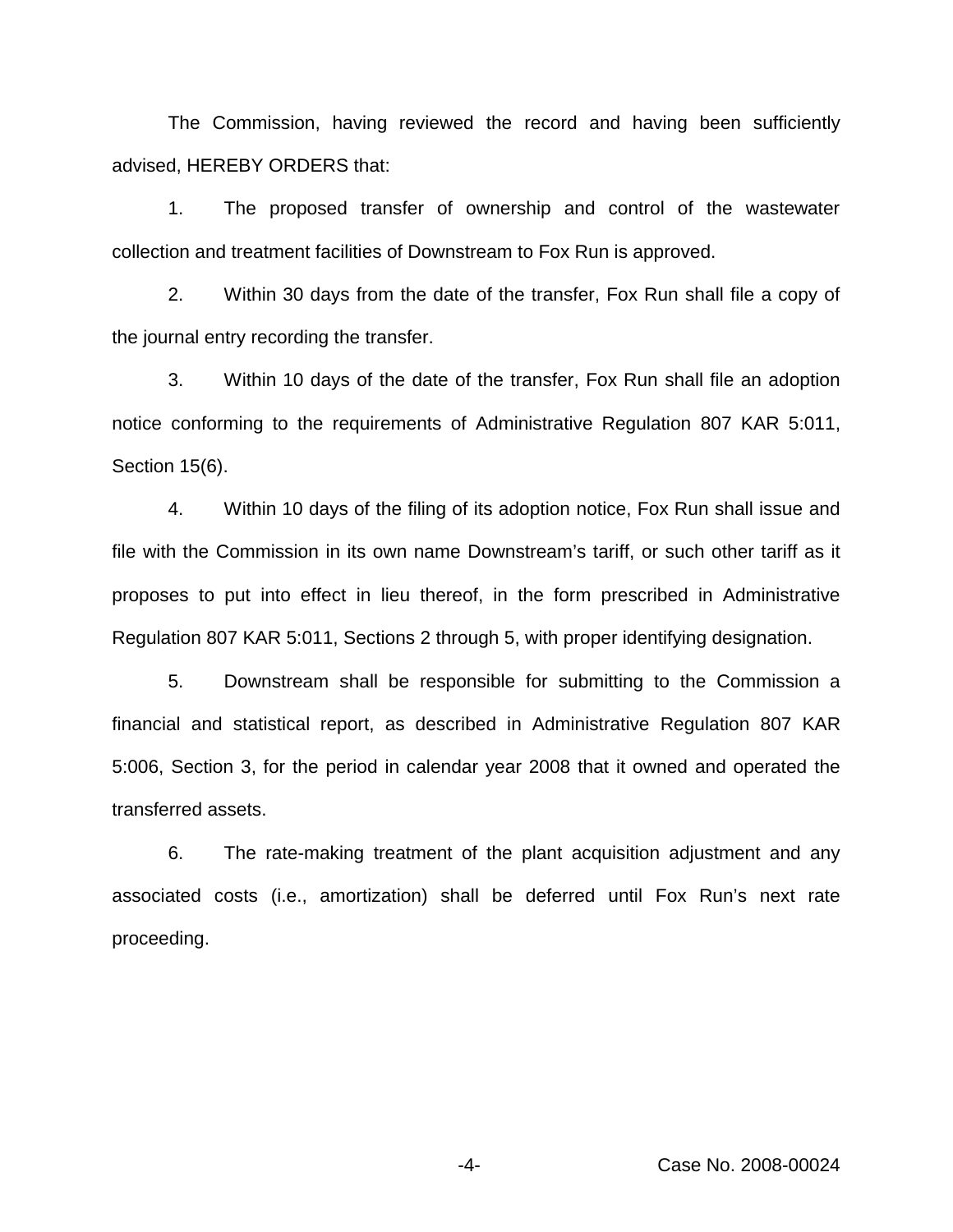The Commission, having reviewed the record and having been sufficiently advised, HEREBY ORDERS that:

1. The proposed transfer of ownership and control of the wastewater collection and treatment facilities of Downstream to Fox Run is approved.

2. Within 30 days from the date of the transfer, Fox Run shall file a copy of the journal entry recording the transfer.

3. Within 10 days of the date of the transfer, Fox Run shall file an adoption notice conforming to the requirements of Administrative Regulation 807 KAR 5:011, Section 15(6).

4. Within 10 days of the filing of its adoption notice, Fox Run shall issue and file with the Commission in its own name Downstream's tariff, or such other tariff as it proposes to put into effect in lieu thereof, in the form prescribed in Administrative Regulation 807 KAR 5:011, Sections 2 through 5, with proper identifying designation.

5. Downstream shall be responsible for submitting to the Commission a financial and statistical report, as described in Administrative Regulation 807 KAR 5:006, Section 3, for the period in calendar year 2008 that it owned and operated the transferred assets.

6. The rate-making treatment of the plant acquisition adjustment and any associated costs (i.e., amortization) shall be deferred until Fox Run's next rate proceeding.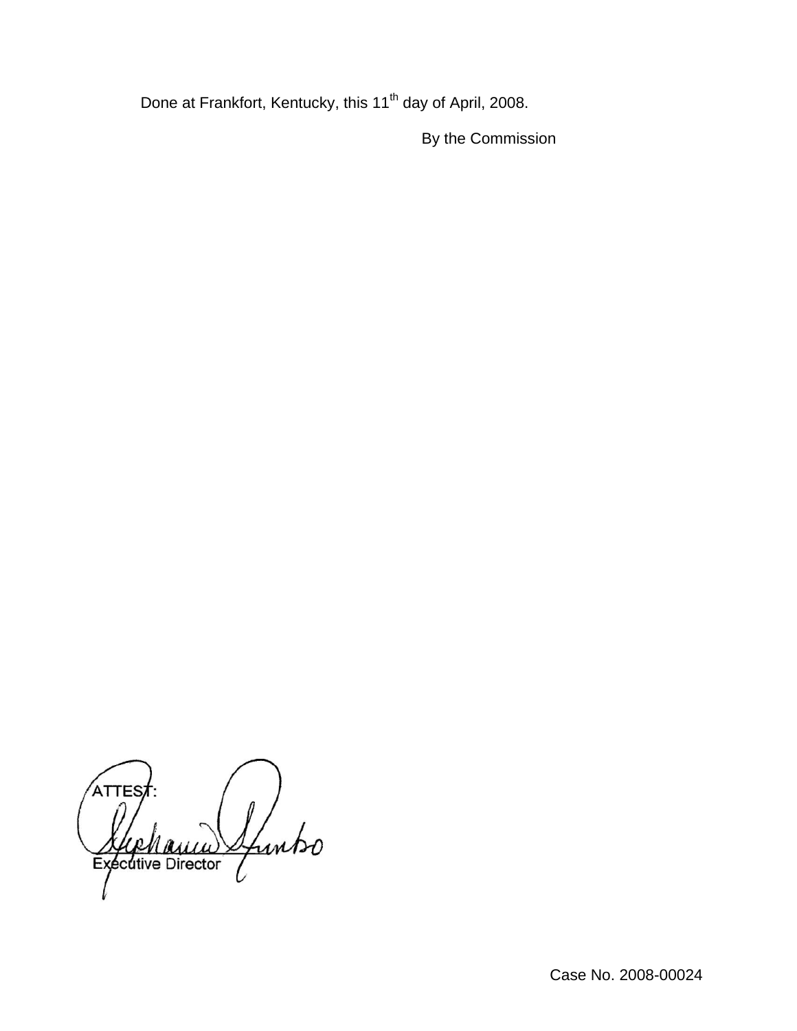Done at Frankfort, Kentucky, this 11th day of April, 2008.

By the Commission

ATTEST:

Executive Director

Case No. 2008-00024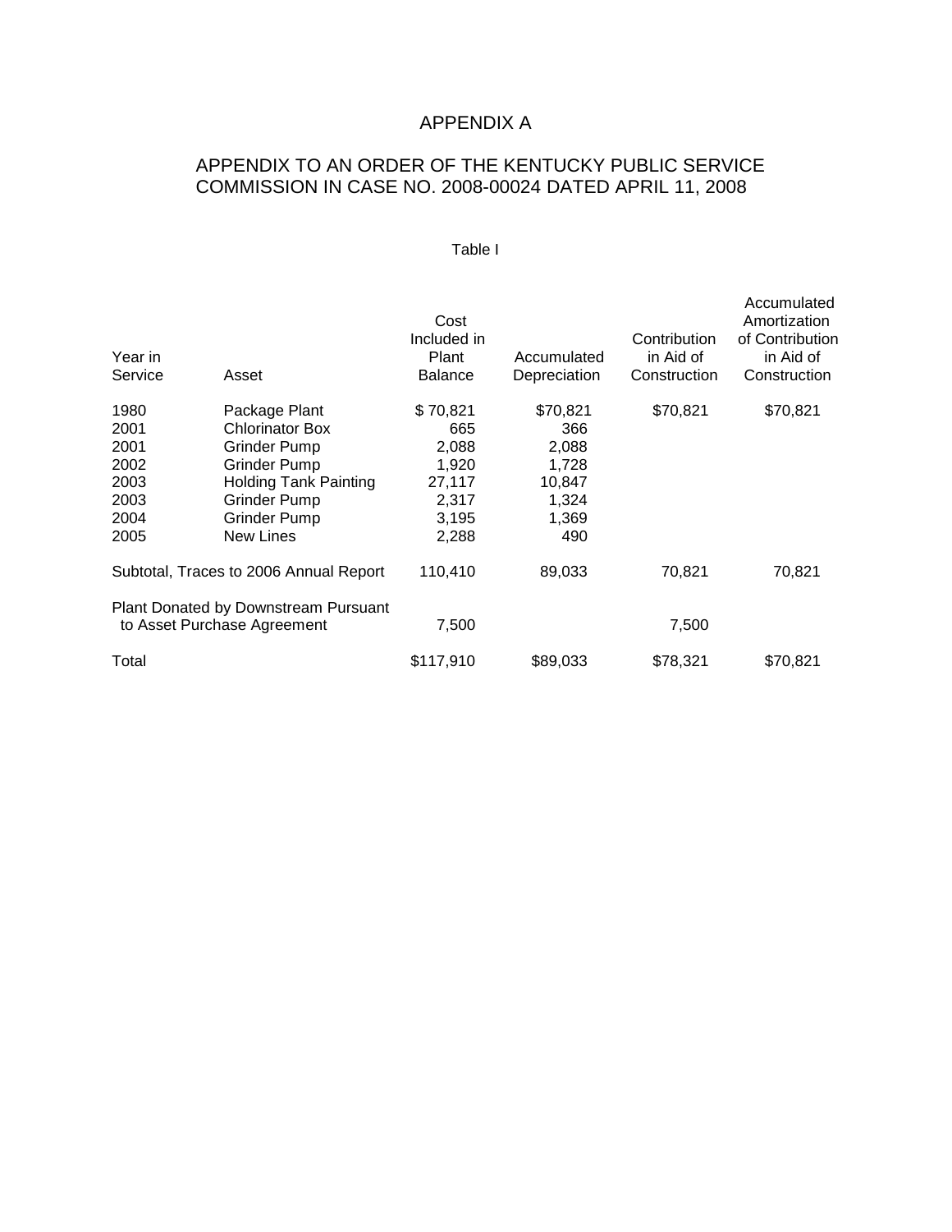# APPENDIX A

## APPENDIX TO AN ORDER OF THE KENTUCKY PUBLIC SERVICE COMMISSION IN CASE NO. 2008-00024 DATED APRIL 11, 2008

Table I

| Year in Service | Asset | Cost Included in Plant Balance | Accumulated Depreciation | Contribution in Aid of Construction | Accumulated Amortization of Contribution in Aid of Construction |
|---|---|---|---|---|---|
| 1980 | Package Plant | $ 70,821 | $70,821 | $70,821 | $70,821 |
| 2001 | Chlorinator Box | 665 | 366 | | |
| 2001 | Grinder Pump | 2,088 | 2,088 | | |
| 2002 | Grinder Pump | 1,920 | 1,728 | | |
| 2003 | Holding Tank Painting | 27,117 | 10,847 | | |
| 2003 | Grinder Pump | 2,317 | 1,324 | | |
| 2004 | Grinder Pump | 3,195 | 1,369 | | |
| 2005 | New Lines | 2,288 | 490 | | |
| Subtotal, Traces to 2006 Annual Report | | 110,410 | 89,033 | 70,821 | 70,821 |
| Plant Donated by Downstream Pursuant to Asset Purchase Agreement | | 7,500 | | 7,500 | |
| Total | | $117,910 | $89,033 | $78,321 | $70,821 |